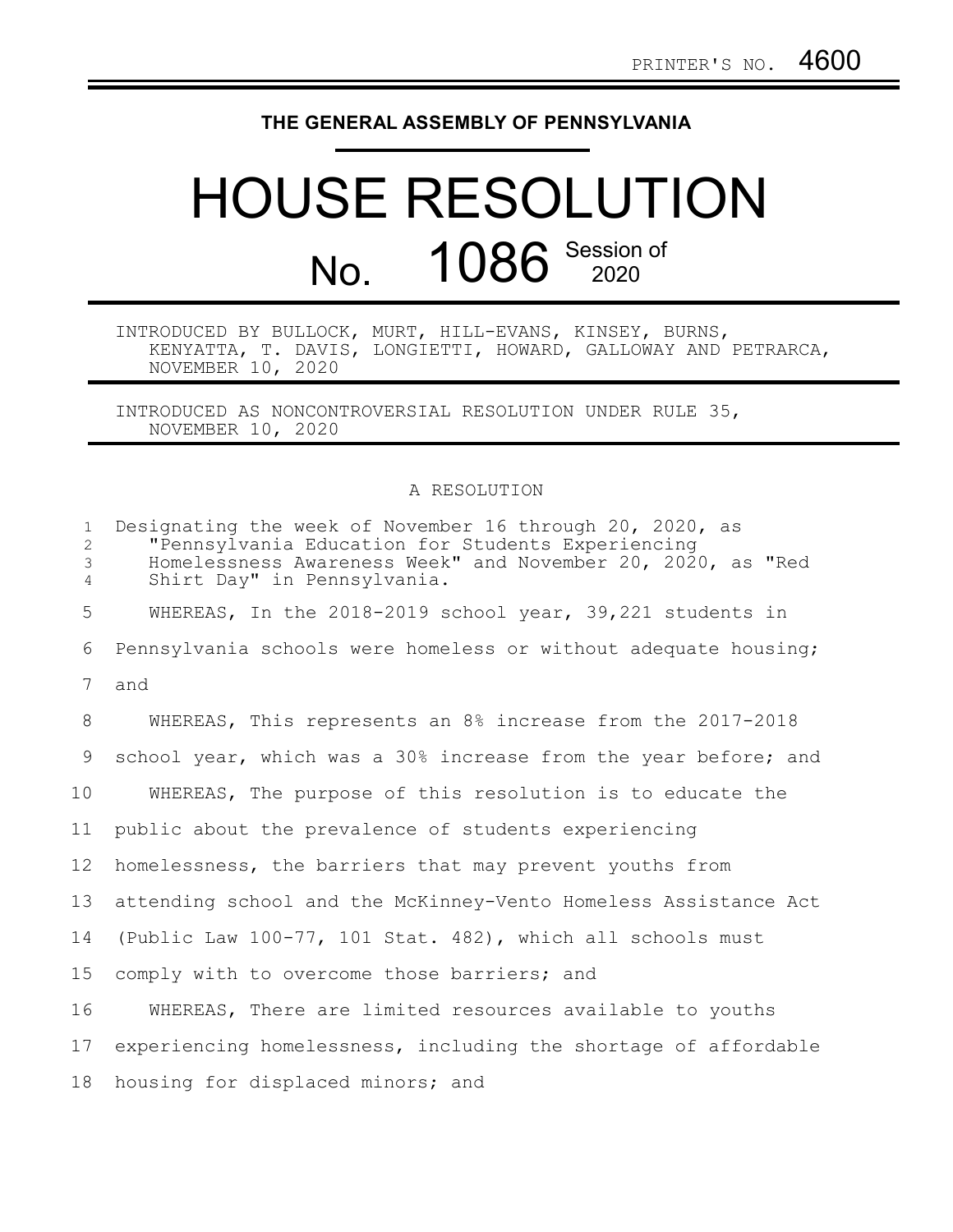PRINTER'S NO. 4600

**THE GENERAL ASSEMBLY OF PENNSYLVANIA**

# HOUSE RESOLUTION

## No. 1086 Session of 2020

INTRODUCED BY BULLOCK, MURT, HILL-EVANS, KINSEY, BURNS, KENYATTA, T. DAVIS, LONGIETTI, HOWARD, GALLOWAY AND PETRARCA, NOVEMBER 10, 2020

INTRODUCED AS NONCONTROVERSIAL RESOLUTION UNDER RULE 35, NOVEMBER 10, 2020

A RESOLUTION

Designating the week of November 16 through 20, 2020, as "Pennsylvania Education for Students Experiencing Homelessness Awareness Week" and November 20, 2020, as "Red Shirt Day" in Pennsylvania.

WHEREAS, In the 2018-2019 school year, 39,221 students in Pennsylvania schools were homeless or without adequate housing; and

WHEREAS, This represents an 8% increase from the 2017-2018 school year, which was a 30% increase from the year before; and

WHEREAS, The purpose of this resolution is to educate the public about the prevalence of students experiencing homelessness, the barriers that may prevent youths from attending school and the McKinney-Vento Homeless Assistance Act (Public Law 100-77, 101 Stat. 482), which all schools must comply with to overcome those barriers; and

WHEREAS, There are limited resources available to youths experiencing homelessness, including the shortage of affordable housing for displaced minors; and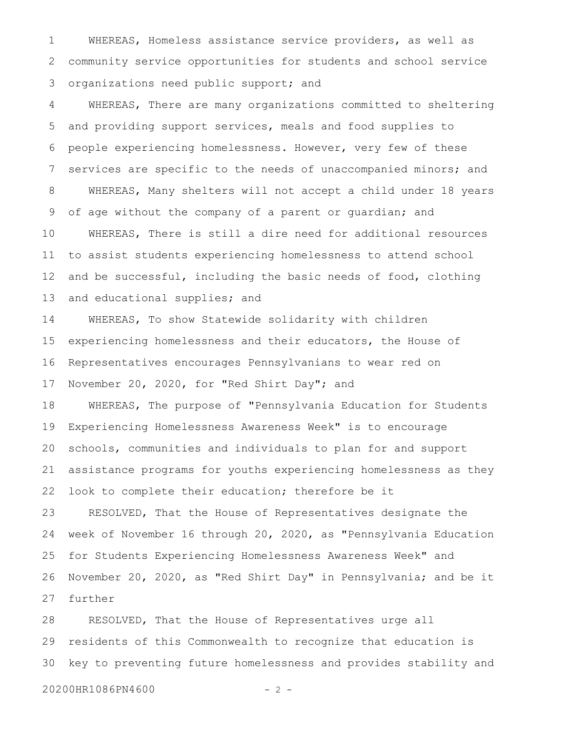WHEREAS, Homeless assistance service providers, as well as community service opportunities for students and school service organizations need public support; and

WHEREAS, There are many organizations committed to sheltering and providing support services, meals and food supplies to people experiencing homelessness. However, very few of these services are specific to the needs of unaccompanied minors; and

WHEREAS, Many shelters will not accept a child under 18 years of age without the company of a parent or guardian; and

WHEREAS, There is still a dire need for additional resources to assist students experiencing homelessness to attend school and be successful, including the basic needs of food, clothing and educational supplies; and

WHEREAS, To show Statewide solidarity with children experiencing homelessness and their educators, the House of Representatives encourages Pennsylvanians to wear red on November 20, 2020, for "Red Shirt Day"; and

WHEREAS, The purpose of "Pennsylvania Education for Students Experiencing Homelessness Awareness Week" is to encourage schools, communities and individuals to plan for and support assistance programs for youths experiencing homelessness as they look to complete their education; therefore be it

RESOLVED, That the House of Representatives designate the week of November 16 through 20, 2020, as "Pennsylvania Education for Students Experiencing Homelessness Awareness Week" and November 20, 2020, as "Red Shirt Day" in Pennsylvania; and be it further

RESOLVED, That the House of Representatives urge all residents of this Commonwealth to recognize that education is key to preventing future homelessness and provides stability and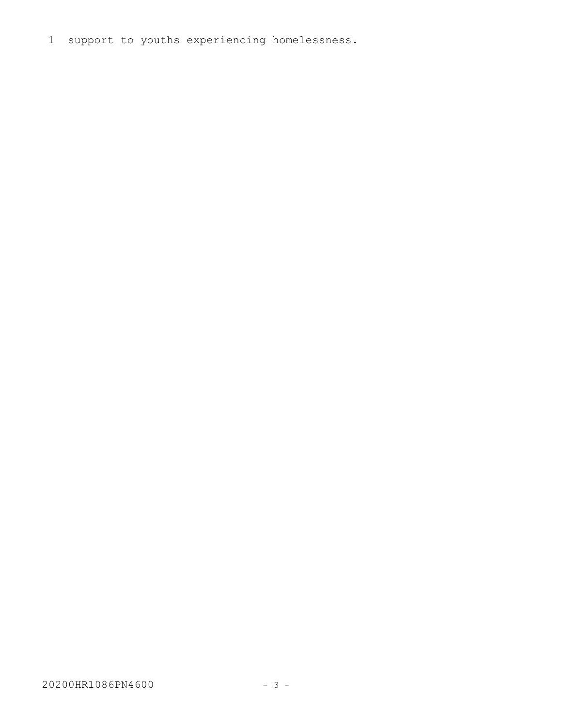support to youths experiencing homelessness.